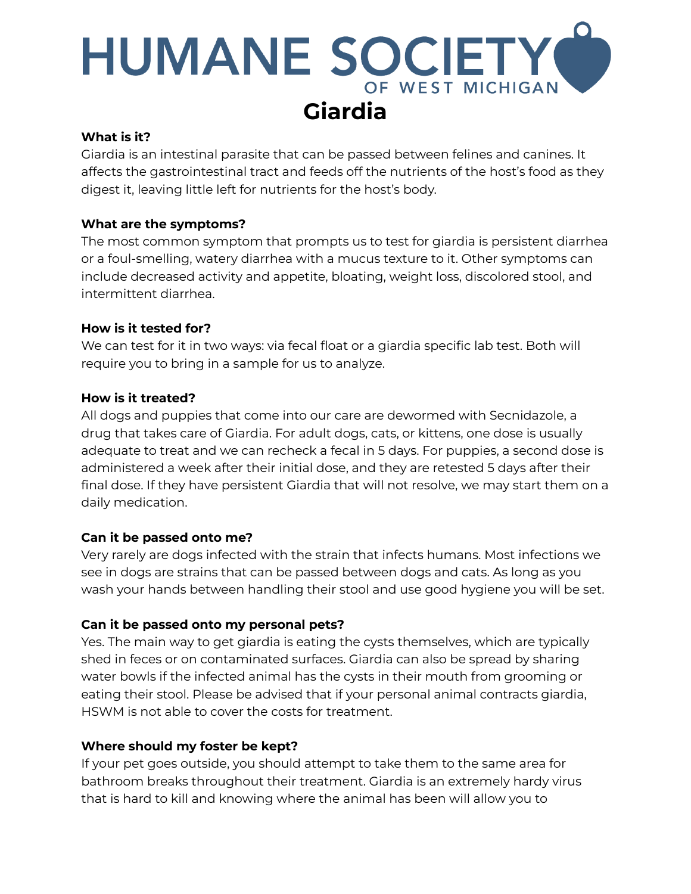# HUMANE SOCIETY OF WEST MICHIGAN

# Giardia

**What is it?**
Giardia is an intestinal parasite that can be passed between felines and canines. It affects the gastrointestinal tract and feeds off the nutrients of the host's food as they digest it, leaving little left for nutrients for the host's body.

**What are the symptoms?**
The most common symptom that prompts us to test for giardia is persistent diarrhea or a foul-smelling, watery diarrhea with a mucus texture to it. Other symptoms can include decreased activity and appetite, bloating, weight loss, discolored stool, and intermittent diarrhea.

**How is it tested for?**
We can test for it in two ways: via fecal float or a giardia specific lab test. Both will require you to bring in a sample for us to analyze.

**How is it treated?**
All dogs and puppies that come into our care are dewormed with Secnidazole, a drug that takes care of Giardia. For adult dogs, cats, or kittens, one dose is usually adequate to treat and we can recheck a fecal in 5 days. For puppies, a second dose is administered a week after their initial dose, and they are retested 5 days after their final dose. If they have persistent Giardia that will not resolve, we may start them on a daily medication.

**Can it be passed onto me?**
Very rarely are dogs infected with the strain that infects humans. Most infections we see in dogs are strains that can be passed between dogs and cats. As long as you wash your hands between handling their stool and use good hygiene you will be set.

**Can it be passed onto my personal pets?**
Yes. The main way to get giardia is eating the cysts themselves, which are typically shed in feces or on contaminated surfaces. Giardia can also be spread by sharing water bowls if the infected animal has the cysts in their mouth from grooming or eating their stool. Please be advised that if your personal animal contracts giardia, HSWM is not able to cover the costs for treatment.

**Where should my foster be kept?**
If your pet goes outside, you should attempt to take them to the same area for bathroom breaks throughout their treatment. Giardia is an extremely hardy virus that is hard to kill and knowing where the animal has been will allow you to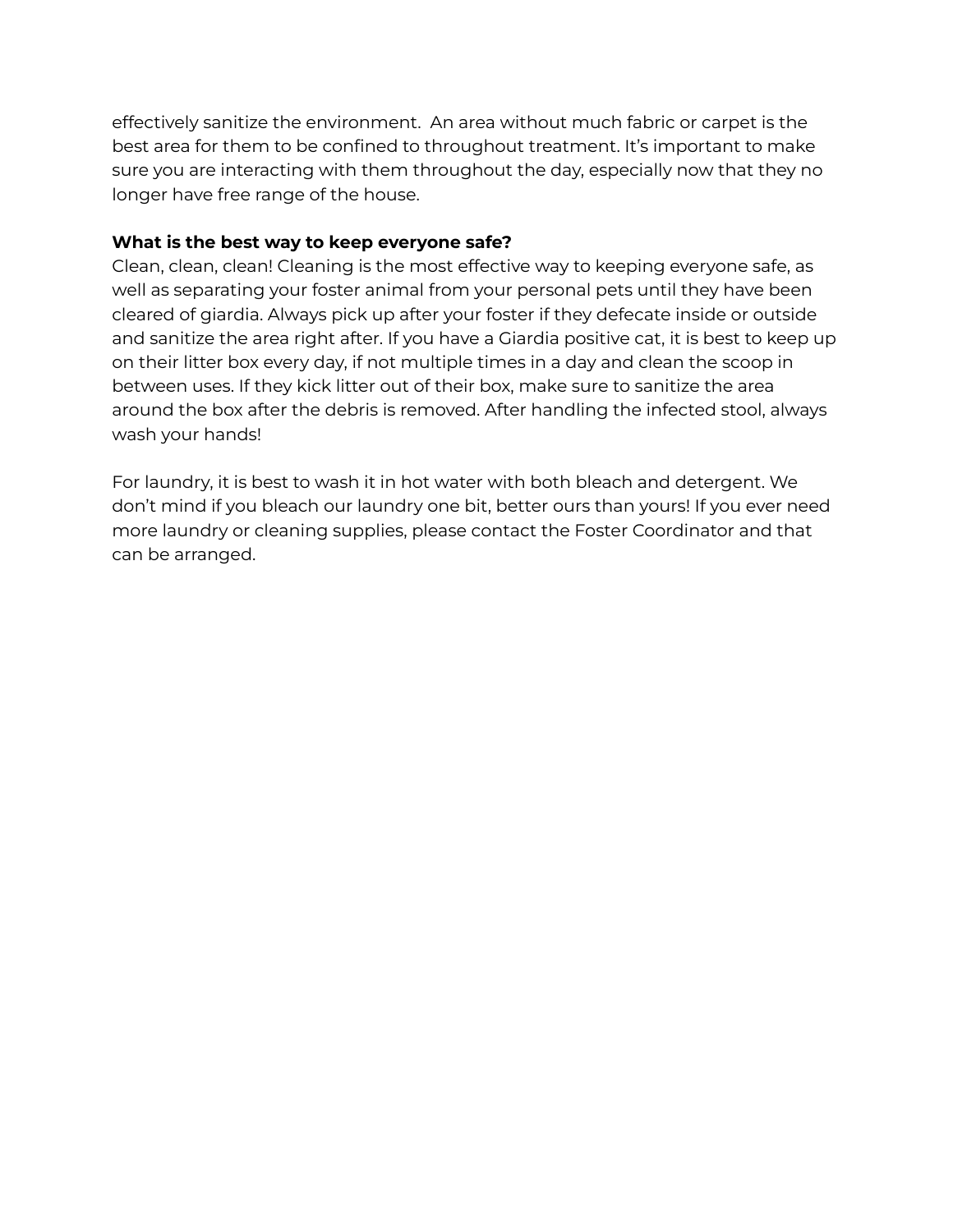effectively sanitize the environment.  An area without much fabric or carpet is the best area for them to be confined to throughout treatment. It's important to make sure you are interacting with them throughout the day, especially now that they no longer have free range of the house.

**What is the best way to keep everyone safe?**

Clean, clean, clean! Cleaning is the most effective way to keeping everyone safe, as well as separating your foster animal from your personal pets until they have been cleared of giardia. Always pick up after your foster if they defecate inside or outside and sanitize the area right after. If you have a Giardia positive cat, it is best to keep up on their litter box every day, if not multiple times in a day and clean the scoop in between uses. If they kick litter out of their box, make sure to sanitize the area around the box after the debris is removed. After handling the infected stool, always wash your hands!

For laundry, it is best to wash it in hot water with both bleach and detergent. We don't mind if you bleach our laundry one bit, better ours than yours! If you ever need more laundry or cleaning supplies, please contact the Foster Coordinator and that can be arranged.